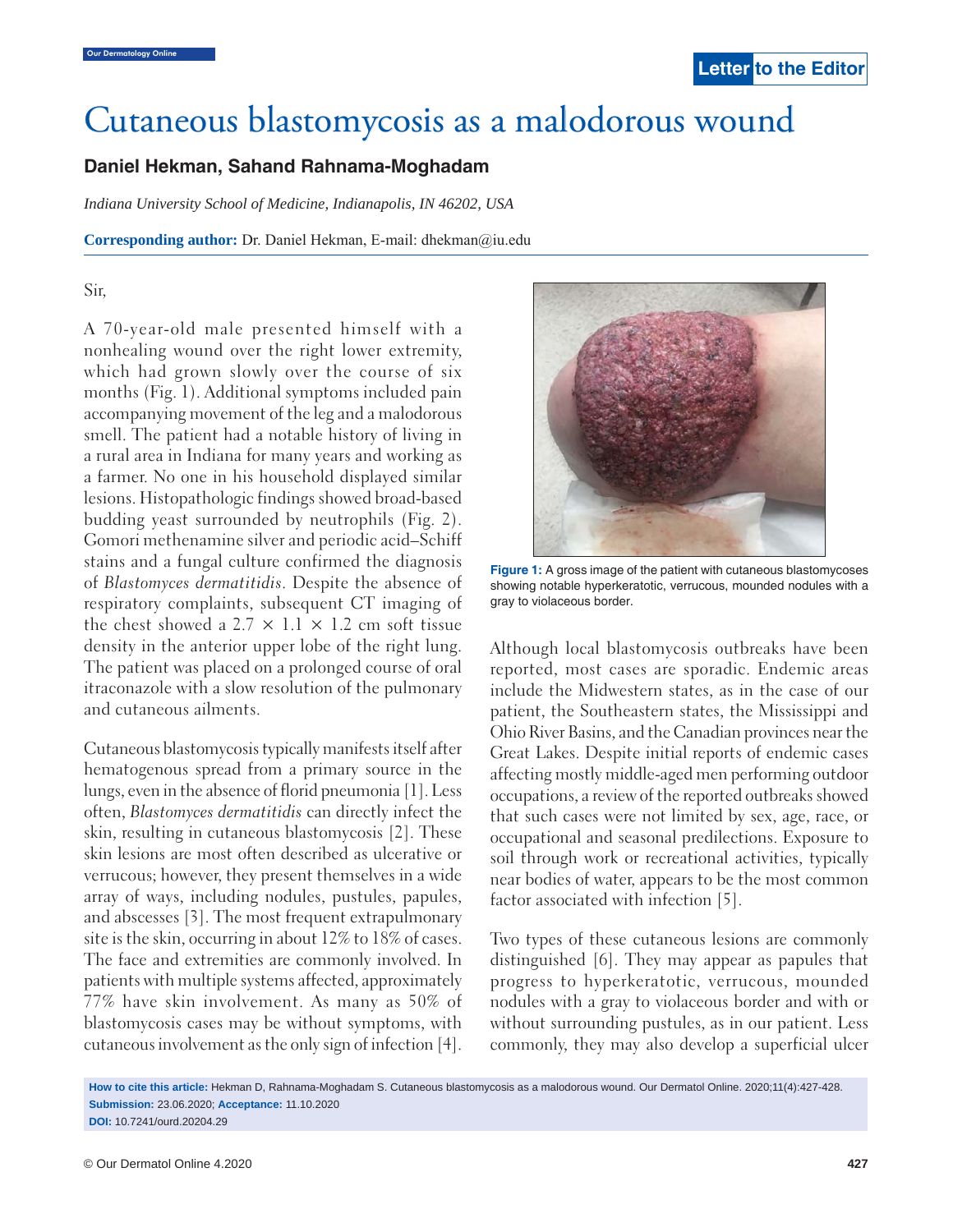Letter to the Editor

# Cutaneous blastomycosis as a malodorous wound

**Daniel Hekman, Sahand Rahnama-Moghadam**

*Indiana University School of Medicine, Indianapolis, IN 46202, USA*

**Corresponding author:** Dr. Daniel Hekman, E-mail: dhekman@iu.edu

Sir,

A 70-year-old male presented himself with a nonhealing wound over the right lower extremity, which had grown slowly over the course of six months (Fig. 1). Additional symptoms included pain accompanying movement of the leg and a malodorous smell. The patient had a notable history of living in a rural area in Indiana for many years and working as a farmer. No one in his household displayed similar lesions. Histopathologic findings showed broad-based budding yeast surrounded by neutrophils (Fig. 2). Gomori methenamine silver and periodic acid–Schiff stains and a fungal culture confirmed the diagnosis of *Blastomyces dermatitidis*. Despite the absence of respiratory complaints, subsequent CT imaging of the chest showed a 2.7 × 1.1 × 1.2 cm soft tissue density in the anterior upper lobe of the right lung. The patient was placed on a prolonged course of oral itraconazole with a slow resolution of the pulmonary and cutaneous ailments.

Cutaneous blastomycosis typically manifests itself after hematogenous spread from a primary source in the lungs, even in the absence of florid pneumonia [1]. Less often, *Blastomyces dermatitidis* can directly infect the skin, resulting in cutaneous blastomycosis [2]. These skin lesions are most often described as ulcerative or verrucous; however, they present themselves in a wide array of ways, including nodules, pustules, papules, and abscesses [3]. The most frequent extrapulmonary site is the skin, occurring in about 12% to 18% of cases. The face and extremities are commonly involved. In patients with multiple systems affected, approximately 77% have skin involvement. As many as 50% of blastomycosis cases may be without symptoms, with cutaneous involvement as the only sign of infection [4].

**Figure 1:** A gross image of the patient with cutaneous blastomycoses showing notable hyperkeratotic, verrucous, mounded nodules with a gray to violaceous border.

Although local blastomycosis outbreaks have been reported, most cases are sporadic. Endemic areas include the Midwestern states, as in the case of our patient, the Southeastern states, the Mississippi and Ohio River Basins, and the Canadian provinces near the Great Lakes. Despite initial reports of endemic cases affecting mostly middle-aged men performing outdoor occupations, a review of the reported outbreaks showed that such cases were not limited by sex, age, race, or occupational and seasonal predilections. Exposure to soil through work or recreational activities, typically near bodies of water, appears to be the most common factor associated with infection [5].

Two types of these cutaneous lesions are commonly distinguished [6]. They may appear as papules that progress to hyperkeratotic, verrucous, mounded nodules with a gray to violaceous border and with or without surrounding pustules, as in our patient. Less commonly, they may also develop a superficial ulcer

**How to cite this article:** Hekman D, Rahnama-Moghadam S. Cutaneous blastomycosis as a malodorous wound. Our Dermatol Online. 2020;11(4):427-428.
**Submission:** 23.06.2020; **Acceptance:** 11.10.2020
**DOI:** 10.7241/ourd.20204.29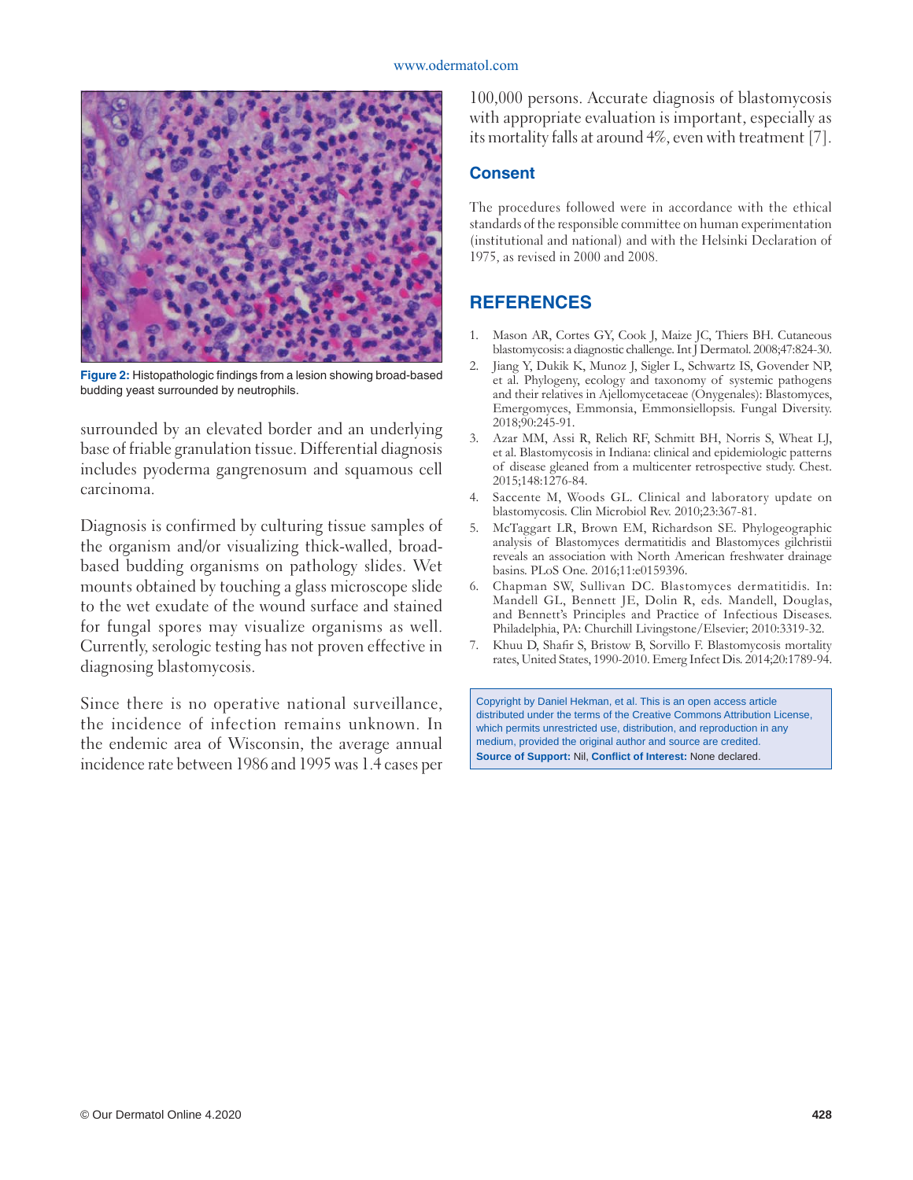**Figure 2:** Histopathologic findings from a lesion showing broad-based budding yeast surrounded by neutrophils.

surrounded by an elevated border and an underlying base of friable granulation tissue. Differential diagnosis includes pyoderma gangrenosum and squamous cell carcinoma.

Diagnosis is confirmed by culturing tissue samples of the organism and/or visualizing thick-walled, broad-based budding organisms on pathology slides. Wet mounts obtained by touching a glass microscope slide to the wet exudate of the wound surface and stained for fungal spores may visualize organisms as well. Currently, serologic testing has not proven effective in diagnosing blastomycosis.

Since there is no operative national surveillance, the incidence of infection remains unknown. In the endemic area of Wisconsin, the average annual incidence rate between 1986 and 1995 was 1.4 cases per 100,000 persons. Accurate diagnosis of blastomycosis with appropriate evaluation is important, especially as its mortality falls at around 4%, even with treatment [7].

## Consent

The procedures followed were in accordance with the ethical standards of the responsible committee on human experimentation (institutional and national) and with the Helsinki Declaration of 1975, as revised in 2000 and 2008.

## REFERENCES

1. Mason AR, Cortes GY, Cook J, Maize JC, Thiers BH. Cutaneous blastomycosis: a diagnostic challenge. Int J Dermatol. 2008;47:824-30.
2. Jiang Y, Dukik K, Munoz J, Sigler L, Schwartz IS, Govender NP, et al. Phylogeny, ecology and taxonomy of systemic pathogens and their relatives in Ajellomycetaceae (Onygenales): Blastomyces, Emergomyces, Emmonsia, Emmonsiellopsis. Fungal Diversity. 2018;90:245-91.
3. Azar MM, Assi R, Relich RF, Schmitt BH, Norris S, Wheat LJ, et al. Blastomycosis in Indiana: clinical and epidemiologic patterns of disease gleaned from a multicenter retrospective study. Chest. 2015;148:1276-84.
4. Saccente M, Woods GL. Clinical and laboratory update on blastomycosis. Clin Microbiol Rev. 2010;23:367-81.
5. McTaggart LR, Brown EM, Richardson SE. Phylogeographic analysis of Blastomyces dermatitidis and Blastomyces gilchristii reveals an association with North American freshwater drainage basins. PLoS One. 2016;11:e0159396.
6. Chapman SW, Sullivan DC. Blastomyces dermatitidis. In: Mandell GL, Bennett JE, Dolin R, eds. Mandell, Douglas, and Bennett's Principles and Practice of Infectious Diseases. Philadelphia, PA: Churchill Livingstone/Elsevier; 2010:3319-32.
7. Khuu D, Shafir S, Bristow B, Sorvillo F. Blastomycosis mortality rates, United States, 1990-2010. Emerg Infect Dis. 2014;20:1789-94.

Copyright by Daniel Hekman, et al. This is an open access article distributed under the terms of the Creative Commons Attribution License, which permits unrestricted use, distribution, and reproduction in any medium, provided the original author and source are credited.
**Source of Support:** Nil, **Conflict of Interest:** None declared.